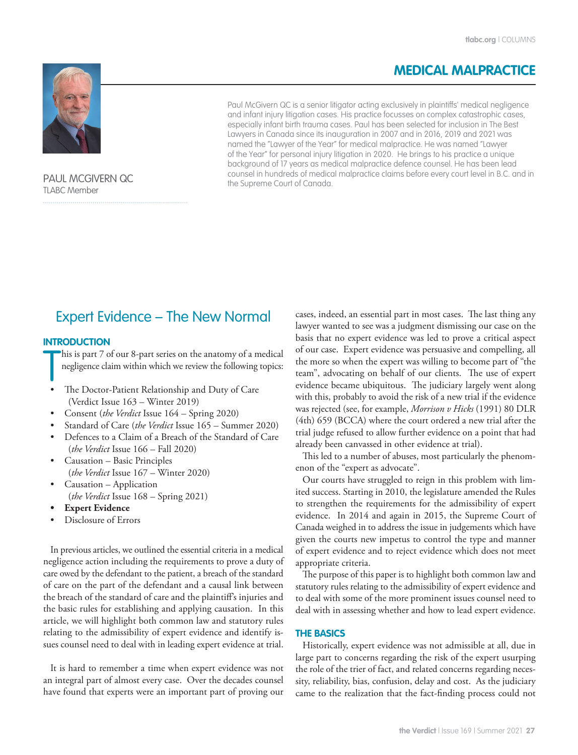# MEDICAL MALPRACTICE

PAUL MCGIVERN QC
TLABC Member

Paul McGivern QC is a senior litigator acting exclusively in plaintiffs' medical negligence and infant injury litigation cases. His practice focusses on complex catastrophic cases, especially infant birth trauma cases. Paul has been selected for inclusion in The Best Lawyers in Canada since its inauguration in 2007 and in 2016, 2019 and 2021 was named the "Lawyer of the Year" for medical malpractice. He was named "Lawyer of the Year" for personal injury litigation in 2020. He brings to his practice a unique background of 17 years as medical malpractice defence counsel. He has been lead counsel in hundreds of medical malpractice claims before every court level in B.C. and in the Supreme Court of Canada.

## Expert Evidence – The New Normal

### INTRODUCTION

This is part 7 of our 8-part series on the anatomy of a medical negligence claim within which we review the following topics:

- The Doctor-Patient Relationship and Duty of Care (Verdict Issue 163 – Winter 2019)
- Consent (*the Verdict* Issue 164 – Spring 2020)
- Standard of Care (*the Verdict* Issue 165 – Summer 2020)
- Defences to a Claim of a Breach of the Standard of Care (*the Verdict* Issue 166 – Fall 2020)
- Causation – Basic Principles (*the Verdict* Issue 167 – Winter 2020)
- Causation – Application (*the Verdict* Issue 168 – Spring 2021)
- **Expert Evidence**
- Disclosure of Errors

In previous articles, we outlined the essential criteria in a medical negligence action including the requirements to prove a duty of care owed by the defendant to the patient, a breach of the standard of care on the part of the defendant and a causal link between the breach of the standard of care and the plaintiff's injuries and the basic rules for establishing and applying causation. In this article, we will highlight both common law and statutory rules relating to the admissibility of expert evidence and identify issues counsel need to deal with in leading expert evidence at trial.

It is hard to remember a time when expert evidence was not an integral part of almost every case. Over the decades counsel have found that experts were an important part of proving our cases, indeed, an essential part in most cases. The last thing any lawyer wanted to see was a judgment dismissing our case on the basis that no expert evidence was led to prove a critical aspect of our case. Expert evidence was persuasive and compelling, all the more so when the expert was willing to become part of "the team", advocating on behalf of our clients. The use of expert evidence became ubiquitous. The judiciary largely went along with this, probably to avoid the risk of a new trial if the evidence was rejected (see, for example, *Morrison v Hicks* (1991) 80 DLR (4th) 659 (BCCA) where the court ordered a new trial after the trial judge refused to allow further evidence on a point that had already been canvassed in other evidence at trial).

This led to a number of abuses, most particularly the phenomenon of the "expert as advocate".

Our courts have struggled to reign in this problem with limited success. Starting in 2010, the legislature amended the Rules to strengthen the requirements for the admissibility of expert evidence. In 2014 and again in 2015, the Supreme Court of Canada weighed in to address the issue in judgements which have given the courts new impetus to control the type and manner of expert evidence and to reject evidence which does not meet appropriate criteria.

The purpose of this paper is to highlight both common law and statutory rules relating to the admissibility of expert evidence and to deal with some of the more prominent issues counsel need to deal with in assessing whether and how to lead expert evidence.

### THE BASICS

Historically, expert evidence was not admissible at all, due in large part to concerns regarding the risk of the expert usurping the role of the trier of fact, and related concerns regarding necessity, reliability, bias, confusion, delay and cost. As the judiciary came to the realization that the fact-finding process could not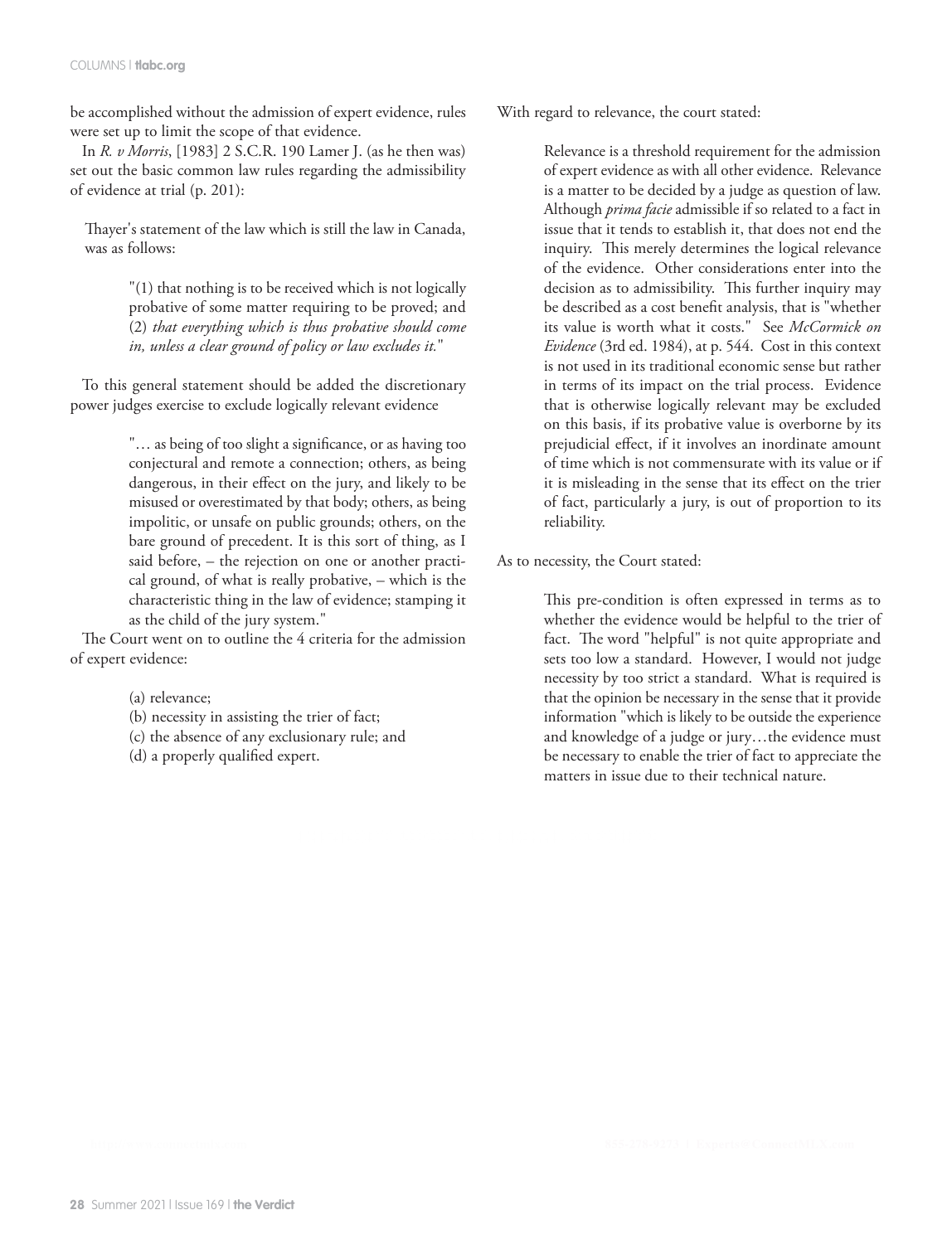be accomplished without the admission of expert evidence, rules were set up to limit the scope of that evidence.

In *R. v Morris*, [1983] 2 S.C.R. 190 Lamer J. (as he then was) set out the basic common law rules regarding the admissibility of evidence at trial (p. 201):

> Thayer's statement of the law which is still the law in Canada, was as follows:
>
> > "(1) that nothing is to be received which is not logically probative of some matter requiring to be proved; and (2) *that everything which is thus probative should come in, unless a clear ground of policy or law excludes it.*"

To this general statement should be added the discretionary power judges exercise to exclude logically relevant evidence

> "… as being of too slight a significance, or as having too conjectural and remote a connection; others, as being dangerous, in their effect on the jury, and likely to be misused or overestimated by that body; others, as being impolitic, or unsafe on public grounds; others, on the bare ground of precedent. It is this sort of thing, as I said before, – the rejection on one or another practical ground, of what is really probative, – which is the characteristic thing in the law of evidence; stamping it as the child of the jury system."

The Court went on to outline the 4 criteria for the admission of expert evidence:

> (a) relevance;
> (b) necessity in assisting the trier of fact;
> (c) the absence of any exclusionary rule; and
> (d) a properly qualified expert.

With regard to relevance, the court stated:

> Relevance is a threshold requirement for the admission of expert evidence as with all other evidence. Relevance is a matter to be decided by a judge as question of law. Although *prima facie* admissible if so related to a fact in issue that it tends to establish it, that does not end the inquiry. This merely determines the logical relevance of the evidence. Other considerations enter into the decision as to admissibility. This further inquiry may be described as a cost benefit analysis, that is "whether its value is worth what it costs." See *McCormick on Evidence* (3rd ed. 1984), at p. 544. Cost in this context is not used in its traditional economic sense but rather in terms of its impact on the trial process. Evidence that is otherwise logically relevant may be excluded on this basis, if its probative value is overborne by its prejudicial effect, if it involves an inordinate amount of time which is not commensurate with its value or if it is misleading in the sense that its effect on the trier of fact, particularly a jury, is out of proportion to its reliability.

As to necessity, the Court stated:

> This pre-condition is often expressed in terms as to whether the evidence would be helpful to the trier of fact. The word "helpful" is not quite appropriate and sets too low a standard. However, I would not judge necessity by too strict a standard. What is required is that the opinion be necessary in the sense that it provide information "which is likely to be outside the experience and knowledge of a judge or jury…the evidence must be necessary to enable the trier of fact to appreciate the matters in issue due to their technical nature.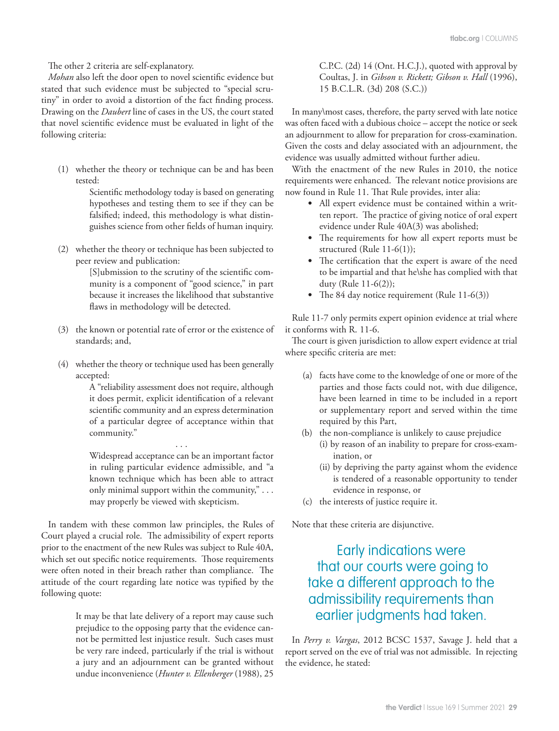The other 2 criteria are self-explanatory.

*Mohan* also left the door open to novel scientific evidence but stated that such evidence must be subjected to "special scrutiny" in order to avoid a distortion of the fact finding process. Drawing on the *Daubert* line of cases in the US, the court stated that novel scientific evidence must be evaluated in light of the following criteria:

> (1) whether the theory or technique can be and has been tested:
>
> > Scientific methodology today is based on generating hypotheses and testing them to see if they can be falsified; indeed, this methodology is what distinguishes science from other fields of human inquiry.
>
> (2) whether the theory or technique has been subjected to peer review and publication:
>
> > [S]ubmission to the scrutiny of the scientific community is a component of "good science," in part because it increases the likelihood that substantive flaws in methodology will be detected.
>
> (3) the known or potential rate of error or the existence of standards; and,
>
> (4) whether the theory or technique used has been generally accepted:
>
> > A "reliability assessment does not require, although it does permit, explicit identification of a relevant scientific community and an express determination of a particular degree of acceptance within that community."
> >
> > . . .
> >
> > Widespread acceptance can be an important factor in ruling particular evidence admissible, and "a known technique which has been able to attract only minimal support within the community," . . . may properly be viewed with skepticism.

In tandem with these common law principles, the Rules of Court played a crucial role. The admissibility of expert reports prior to the enactment of the new Rules was subject to Rule 40A, which set out specific notice requirements. Those requirements were often noted in their breach rather than compliance. The attitude of the court regarding late notice was typified by the following quote:

> It may be that late delivery of a report may cause such prejudice to the opposing party that the evidence cannot be permitted lest injustice result. Such cases must be very rare indeed, particularly if the trial is without a jury and an adjournment can be granted without undue inconvenience (*Hunter v. Ellenberger* (1988), 25 C.P.C. (2d) 14 (Ont. H.C.J.), quoted with approval by Coultas, J. in *Gibson v. Rickett; Gibson v. Hall* (1996), 15 B.C.L.R. (3d) 208 (S.C.))

In many\most cases, therefore, the party served with late notice was often faced with a dubious choice – accept the notice or seek an adjournment to allow for preparation for cross-examination. Given the costs and delay associated with an adjournment, the evidence was usually admitted without further adieu.

With the enactment of the new Rules in 2010, the notice requirements were enhanced. The relevant notice provisions are now found in Rule 11. That Rule provides, inter alia:

- All expert evidence must be contained within a written report. The practice of giving notice of oral expert evidence under Rule 40A(3) was abolished;
- The requirements for how all expert reports must be structured (Rule 11-6(1));
- The certification that the expert is aware of the need to be impartial and that he\she has complied with that duty (Rule 11-6(2));
- The 84 day notice requirement (Rule 11-6(3))

Rule 11-7 only permits expert opinion evidence at trial where it conforms with R. 11-6.

The court is given jurisdiction to allow expert evidence at trial where specific criteria are met:

> (a) facts have come to the knowledge of one or more of the parties and those facts could not, with due diligence, have been learned in time to be included in a report or supplementary report and served within the time required by this Part,
>
> (b) the non-compliance is unlikely to cause prejudice
>
> (i) by reason of an inability to prepare for cross-examination, or
>
> (ii) by depriving the party against whom the evidence is tendered of a reasonable opportunity to tender evidence in response, or
>
> (c) the interests of justice require it.

Note that these criteria are disjunctive.

> Early indications were that our courts were going to take a different approach to the admissibility requirements than earlier judgments had taken.

In *Perry v. Vargas*, 2012 BCSC 1537, Savage J. held that a report served on the eve of trial was not admissible. In rejecting the evidence, he stated: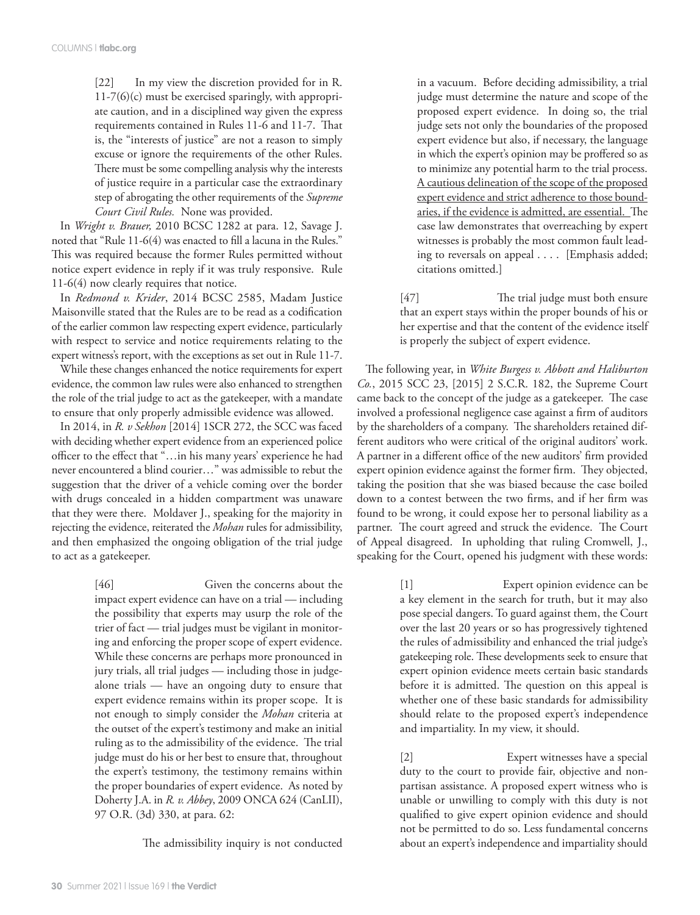> [22] In my view the discretion provided for in R. 11-7(6)(c) must be exercised sparingly, with appropriate caution, and in a disciplined way given the express requirements contained in Rules 11-6 and 11-7. That is, the "interests of justice" are not a reason to simply excuse or ignore the requirements of the other Rules. There must be some compelling analysis why the interests of justice require in a particular case the extraordinary step of abrogating the other requirements of the *Supreme Court Civil Rules.* None was provided.

In *Wright v. Brauer,* 2010 BCSC 1282 at para. 12, Savage J. noted that "Rule 11-6(4) was enacted to fill a lacuna in the Rules." This was required because the former Rules permitted without notice expert evidence in reply if it was truly responsive. Rule 11-6(4) now clearly requires that notice.

In *Redmond v. Krider*, 2014 BCSC 2585, Madam Justice Maisonville stated that the Rules are to be read as a codification of the earlier common law respecting expert evidence, particularly with respect to service and notice requirements relating to the expert witness's report, with the exceptions as set out in Rule 11-7.

While these changes enhanced the notice requirements for expert evidence, the common law rules were also enhanced to strengthen the role of the trial judge to act as the gatekeeper, with a mandate to ensure that only properly admissible evidence was allowed.

In 2014, in *R. v Sekhon* [2014] 1SCR 272, the SCC was faced with deciding whether expert evidence from an experienced police officer to the effect that "…in his many years' experience he had never encountered a blind courier…" was admissible to rebut the suggestion that the driver of a vehicle coming over the border with drugs concealed in a hidden compartment was unaware that they were there. Moldaver J., speaking for the majority in rejecting the evidence, reiterated the *Mohan* rules for admissibility, and then emphasized the ongoing obligation of the trial judge to act as a gatekeeper.

> [46] Given the concerns about the impact expert evidence can have on a trial — including the possibility that experts may usurp the role of the trier of fact — trial judges must be vigilant in monitoring and enforcing the proper scope of expert evidence. While these concerns are perhaps more pronounced in jury trials, all trial judges — including those in judge-alone trials — have an ongoing duty to ensure that expert evidence remains within its proper scope. It is not enough to simply consider the *Mohan* criteria at the outset of the expert's testimony and make an initial ruling as to the admissibility of the evidence. The trial judge must do his or her best to ensure that, throughout the expert's testimony, the testimony remains within the proper boundaries of expert evidence. As noted by Doherty J.A. in *R. v. Abbey*, 2009 ONCA 624 (CanLII), 97 O.R. (3d) 330, at para. 62:
>
> > The admissibility inquiry is not conducted in a vacuum. Before deciding admissibility, a trial judge must determine the nature and scope of the proposed expert evidence. In doing so, the trial judge sets not only the boundaries of the proposed expert evidence but also, if necessary, the language in which the expert's opinion may be proffered so as to minimize any potential harm to the trial process. <u>A cautious delineation of the scope of the proposed expert evidence and strict adherence to those boundaries, if the evidence is admitted, are essential.</u> The case law demonstrates that overreaching by expert witnesses is probably the most common fault leading to reversals on appeal . . . . [Emphasis added; citations omitted.]
>
> [47] The trial judge must both ensure that an expert stays within the proper bounds of his or her expertise and that the content of the evidence itself is properly the subject of expert evidence.

The following year, in *White Burgess v. Abbott and Haliburton Co.*, 2015 SCC 23, [2015] 2 S.C.R. 182, the Supreme Court came back to the concept of the judge as a gatekeeper. The case involved a professional negligence case against a firm of auditors by the shareholders of a company. The shareholders retained different auditors who were critical of the original auditors' work. A partner in a different office of the new auditors' firm provided expert opinion evidence against the former firm. They objected, taking the position that she was biased because the case boiled down to a contest between the two firms, and if her firm was found to be wrong, it could expose her to personal liability as a partner. The court agreed and struck the evidence. The Court of Appeal disagreed. In upholding that ruling Cromwell, J., speaking for the Court, opened his judgment with these words:

> [1] Expert opinion evidence can be a key element in the search for truth, but it may also pose special dangers. To guard against them, the Court over the last 20 years or so has progressively tightened the rules of admissibility and enhanced the trial judge's gatekeeping role. These developments seek to ensure that expert opinion evidence meets certain basic standards before it is admitted. The question on this appeal is whether one of these basic standards for admissibility should relate to the proposed expert's independence and impartiality. In my view, it should.
>
> [2] Expert witnesses have a special duty to the court to provide fair, objective and non-partisan assistance. A proposed expert witness who is unable or unwilling to comply with this duty is not qualified to give expert opinion evidence and should not be permitted to do so. Less fundamental concerns about an expert's independence and impartiality should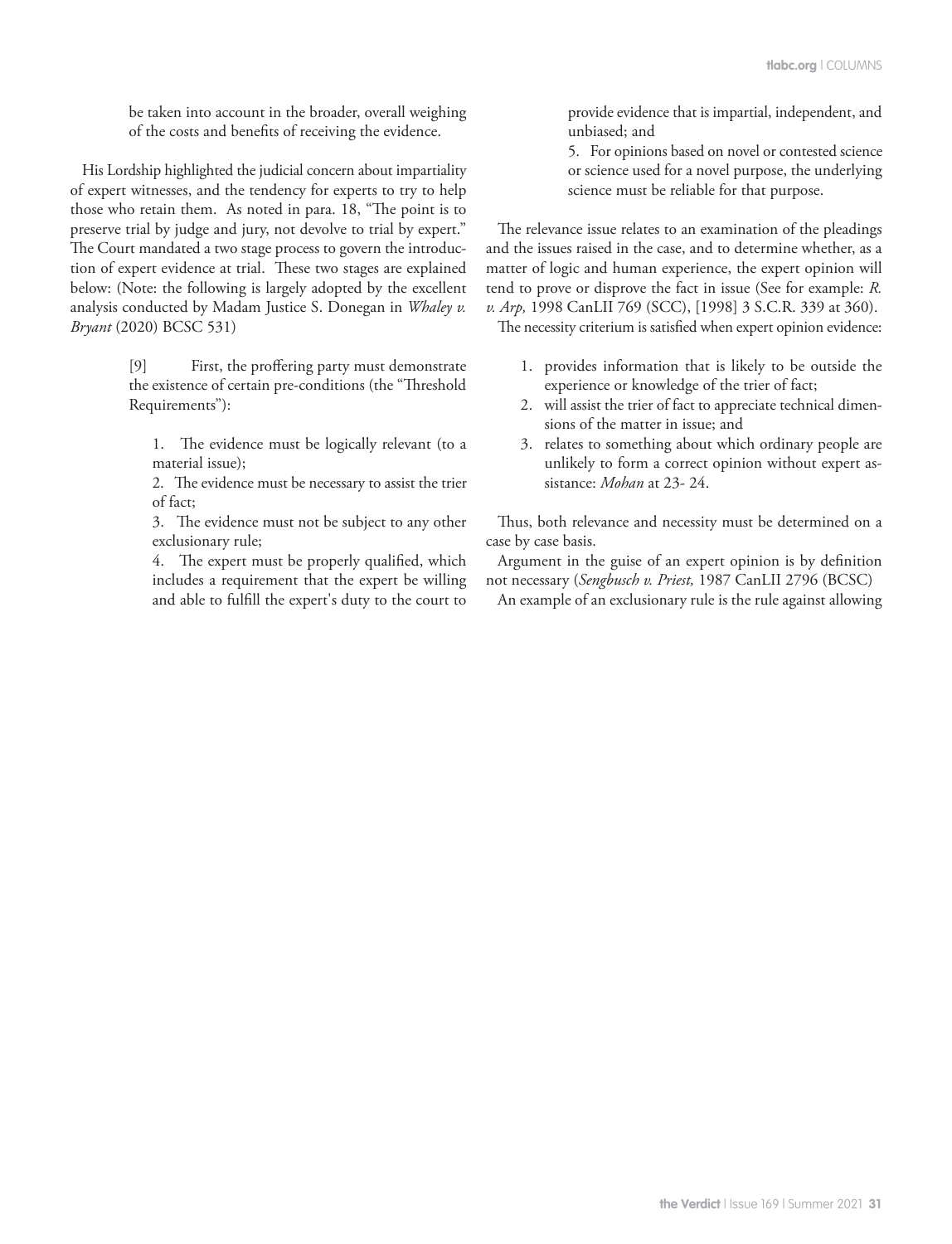be taken into account in the broader, overall weighing of the costs and benefits of receiving the evidence.

His Lordship highlighted the judicial concern about impartiality of expert witnesses, and the tendency for experts to try to help those who retain them. As noted in para. 18, "The point is to preserve trial by judge and jury, not devolve to trial by expert." The Court mandated a two stage process to govern the introduction of expert evidence at trial. These two stages are explained below: (Note: the following is largely adopted by the excellent analysis conducted by Madam Justice S. Donegan in *Whaley v. Bryant* (2020) BCSC 531)

> [9] First, the proffering party must demonstrate the existence of certain pre-conditions (the "Threshold Requirements"):
>
> 1. The evidence must be logically relevant (to a material issue);
> 2. The evidence must be necessary to assist the trier of fact;
> 3. The evidence must not be subject to any other exclusionary rule;
> 4. The expert must be properly qualified, which includes a requirement that the expert be willing and able to fulfill the expert's duty to the court to provide evidence that is impartial, independent, and unbiased; and
> 5. For opinions based on novel or contested science or science used for a novel purpose, the underlying science must be reliable for that purpose.

The relevance issue relates to an examination of the pleadings and the issues raised in the case, and to determine whether, as a matter of logic and human experience, the expert opinion will tend to prove or disprove the fact in issue (See for example: *R. v. Arp,* 1998 CanLII 769 (SCC), [1998] 3 S.C.R. 339 at 360).

The necessity criterium is satisfied when expert opinion evidence:

1. provides information that is likely to be outside the experience or knowledge of the trier of fact;
2. will assist the trier of fact to appreciate technical dimensions of the matter in issue; and
3. relates to something about which ordinary people are unlikely to form a correct opinion without expert assistance: *Mohan* at 23- 24.

Thus, both relevance and necessity must be determined on a case by case basis.

Argument in the guise of an expert opinion is by definition not necessary (*Sengbusch v. Priest,* 1987 CanLII 2796 (BCSC)

An example of an exclusionary rule is the rule against allowing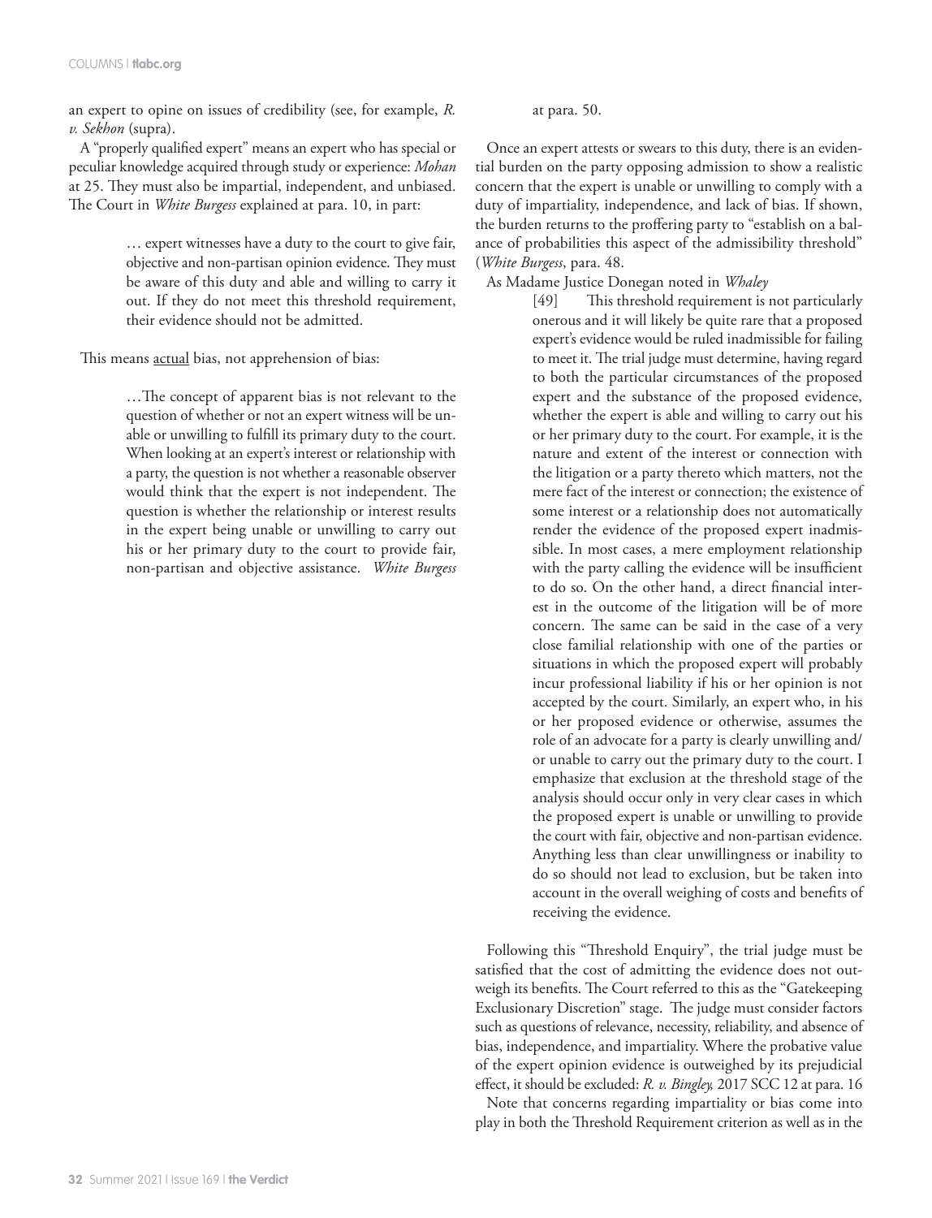an expert to opine on issues of credibility (see, for example, *R. v. Sekhon* (supra).

A "properly qualified expert" means an expert who has special or peculiar knowledge acquired through study or experience: *Mohan* at 25. They must also be impartial, independent, and unbiased. The Court in *White Burgess* explained at para. 10, in part:

> … expert witnesses have a duty to the court to give fair, objective and non-partisan opinion evidence. They must be aware of this duty and able and willing to carry it out. If they do not meet this threshold requirement, their evidence should not be admitted.

This means <u>actual</u> bias, not apprehension of bias:

> …The concept of apparent bias is not relevant to the question of whether or not an expert witness will be unable or unwilling to fulfill its primary duty to the court. When looking at an expert's interest or relationship with a party, the question is not whether a reasonable observer would think that the expert is not independent. The question is whether the relationship or interest results in the expert being unable or unwilling to carry out his or her primary duty to the court to provide fair, non-partisan and objective assistance. *White Burgess* at para. 50.

Once an expert attests or swears to this duty, there is an evidential burden on the party opposing admission to show a realistic concern that the expert is unable or unwilling to comply with a duty of impartiality, independence, and lack of bias. If shown, the burden returns to the proffering party to "establish on a balance of probabilities this aspect of the admissibility threshold" (*White Burgess*, para. 48.

As Madame Justice Donegan noted in *Whaley*

> [49] This threshold requirement is not particularly onerous and it will likely be quite rare that a proposed expert's evidence would be ruled inadmissible for failing to meet it. The trial judge must determine, having regard to both the particular circumstances of the proposed expert and the substance of the proposed evidence, whether the expert is able and willing to carry out his or her primary duty to the court. For example, it is the nature and extent of the interest or connection with the litigation or a party thereto which matters, not the mere fact of the interest or connection; the existence of some interest or a relationship does not automatically render the evidence of the proposed expert inadmissible. In most cases, a mere employment relationship with the party calling the evidence will be insufficient to do so. On the other hand, a direct financial interest in the outcome of the litigation will be of more concern. The same can be said in the case of a very close familial relationship with one of the parties or situations in which the proposed expert will probably incur professional liability if his or her opinion is not accepted by the court. Similarly, an expert who, in his or her proposed evidence or otherwise, assumes the role of an advocate for a party is clearly unwilling and/or unable to carry out the primary duty to the court. I emphasize that exclusion at the threshold stage of the analysis should occur only in very clear cases in which the proposed expert is unable or unwilling to provide the court with fair, objective and non-partisan evidence. Anything less than clear unwillingness or inability to do so should not lead to exclusion, but be taken into account in the overall weighing of costs and benefits of receiving the evidence.

Following this "Threshold Enquiry", the trial judge must be satisfied that the cost of admitting the evidence does not outweigh its benefits. The Court referred to this as the "Gatekeeping Exclusionary Discretion" stage. The judge must consider factors such as questions of relevance, necessity, reliability, and absence of bias, independence, and impartiality. Where the probative value of the expert opinion evidence is outweighed by its prejudicial effect, it should be excluded: *R. v. Bingley,* 2017 SCC 12 at para. 16

Note that concerns regarding impartiality or bias come into play in both the Threshold Requirement criterion as well as in the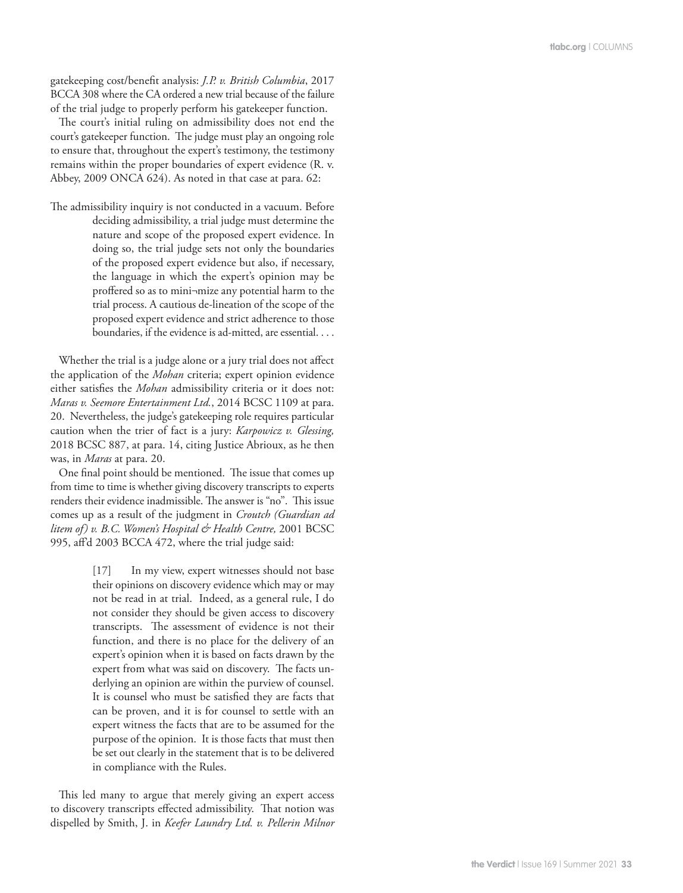gatekeeping cost/benefit analysis: *J.P. v. British Columbia*, 2017 BCCA 308 where the CA ordered a new trial because of the failure of the trial judge to properly perform his gatekeeper function.

The court's initial ruling on admissibility does not end the court's gatekeeper function. The judge must play an ongoing role to ensure that, throughout the expert's testimony, the testimony remains within the proper boundaries of expert evidence (R. v. Abbey, 2009 ONCA 624). As noted in that case at para. 62:

> The admissibility inquiry is not conducted in a vacuum. Before deciding admissibility, a trial judge must determine the nature and scope of the proposed expert evidence. In doing so, the trial judge sets not only the boundaries of the proposed expert evidence but also, if necessary, the language in which the expert's opinion may be proffered so as to mini¬mize any potential harm to the trial process. A cautious de-lineation of the scope of the proposed expert evidence and strict adherence to those boundaries, if the evidence is ad-mitted, are essential. . . .

Whether the trial is a judge alone or a jury trial does not affect the application of the *Mohan* criteria; expert opinion evidence either satisfies the *Mohan* admissibility criteria or it does not: *Maras v. Seemore Entertainment Ltd.*, 2014 BCSC 1109 at para. 20. Nevertheless, the judge's gatekeeping role requires particular caution when the trier of fact is a jury: *Karpowicz v. Glessing,* 2018 BCSC 887, at para. 14, citing Justice Abrioux, as he then was, in *Maras* at para. 20.

One final point should be mentioned. The issue that comes up from time to time is whether giving discovery transcripts to experts renders their evidence inadmissible. The answer is "no". This issue comes up as a result of the judgment in *Croutch (Guardian ad litem of) v. B.C. Women's Hospital & Health Centre,* 2001 BCSC 995, aff'd 2003 BCCA 472, where the trial judge said:

> [17] In my view, expert witnesses should not base their opinions on discovery evidence which may or may not be read in at trial. Indeed, as a general rule, I do not consider they should be given access to discovery transcripts. The assessment of evidence is not their function, and there is no place for the delivery of an expert's opinion when it is based on facts drawn by the expert from what was said on discovery. The facts underlying an opinion are within the purview of counsel. It is counsel who must be satisfied they are facts that can be proven, and it is for counsel to settle with an expert witness the facts that are to be assumed for the purpose of the opinion. It is those facts that must then be set out clearly in the statement that is to be delivered in compliance with the Rules.

This led many to argue that merely giving an expert access to discovery transcripts effected admissibility. That notion was dispelled by Smith, J. in *Keefer Laundry Ltd. v. Pellerin Milnor*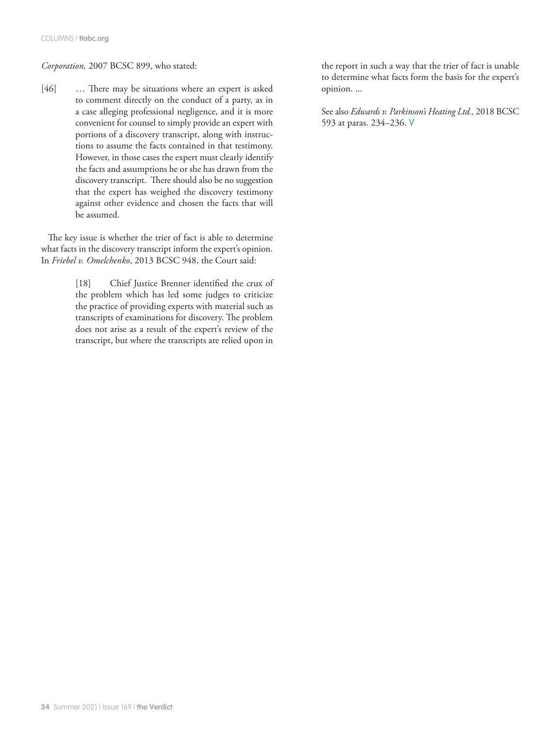*Corporation,* 2007 BCSC 899, who stated:

> [46] … There may be situations where an expert is asked to comment directly on the conduct of a party, as in a case alleging professional negligence, and it is more convenient for counsel to simply provide an expert with portions of a discovery transcript, along with instructions to assume the facts contained in that testimony. However, in those cases the expert must clearly identify the facts and assumptions he or she has drawn from the discovery transcript. There should also be no suggestion that the expert has weighed the discovery testimony against other evidence and chosen the facts that will be assumed.

The key issue is whether the trier of fact is able to determine what facts in the discovery transcript inform the expert's opinion. In *Friebel v. Omelchenko*, 2013 BCSC 948, the Court said:

> [18] Chief Justice Brenner identified the crux of the problem which has led some judges to criticize the practice of providing experts with material such as transcripts of examinations for discovery. The problem does not arise as a result of the expert's review of the transcript, but where the transcripts are relied upon in the report in such a way that the trier of fact is unable to determine what facts form the basis for the expert's opinion. ...

See also *Edwards v. Parkinson's Heating Ltd.,* 2018 BCSC 593 at paras. 234–236. V